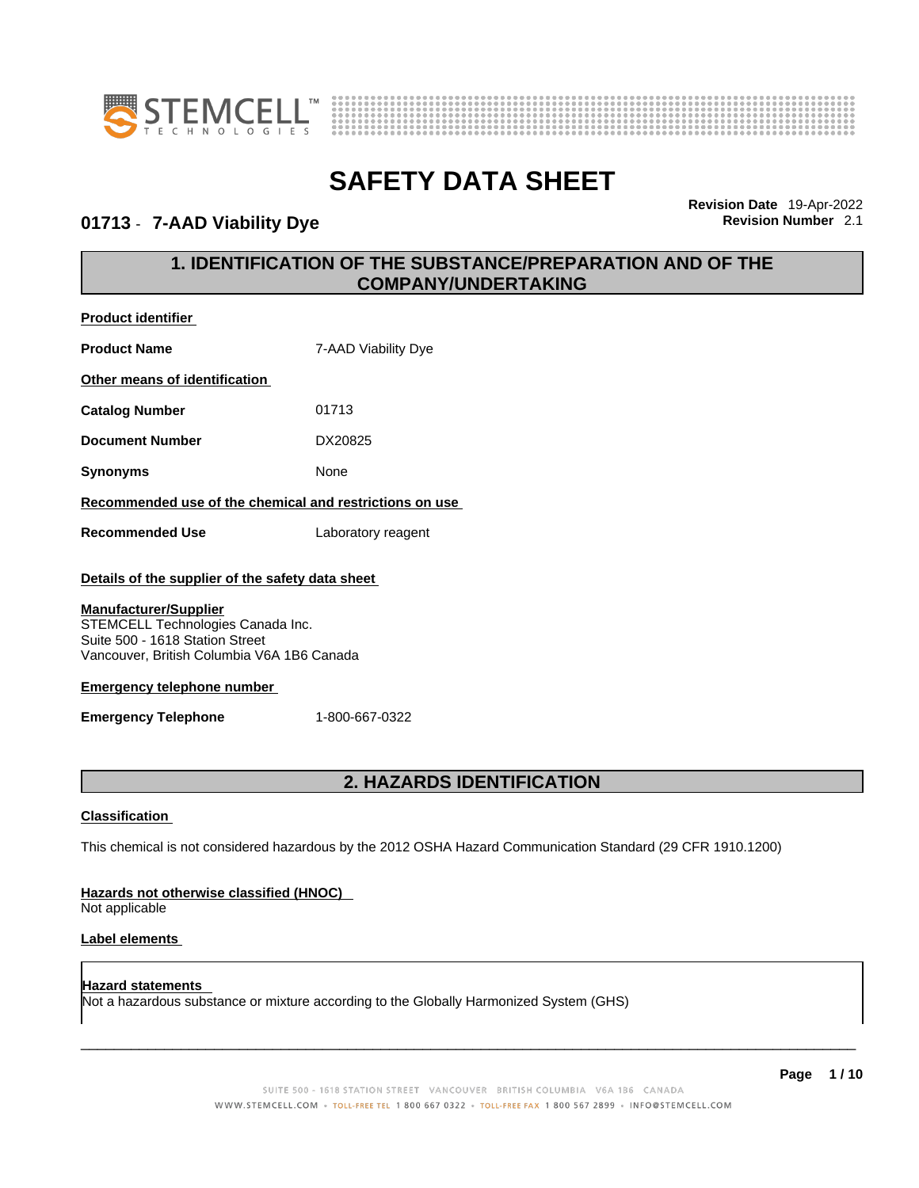# SAFETY DATA SHEET

**01713 - 7-AAD Viability Dye**

**Revision Date** 19-Apr-2022
**Revision Number** 2.1

## 1. IDENTIFICATION OF THE SUBSTANCE/PREPARATION AND OF THE COMPANY/UNDERTAKING

**Product identifier**

**Product Name** 7-AAD Viability Dye

**Other means of identification**

**Catalog Number** 01713

**Document Number** DX20825

**Synonyms** None

**Recommended use of the chemical and restrictions on use**

**Recommended Use** Laboratory reagent

**Details of the supplier of the safety data sheet**

**Manufacturer/Supplier**
STEMCELL Technologies Canada Inc.
Suite 500 - 1618 Station Street
Vancouver, British Columbia V6A 1B6 Canada

**Emergency telephone number**

**Emergency Telephone** 1-800-667-0322

## 2. HAZARDS IDENTIFICATION

**Classification**

This chemical is not considered hazardous by the 2012 OSHA Hazard Communication Standard (29 CFR 1910.1200)

**Hazards not otherwise classified (HNOC)**
Not applicable

**Label elements**

**Hazard statements**
Not a hazardous substance or mixture according to the Globally Harmonized System (GHS)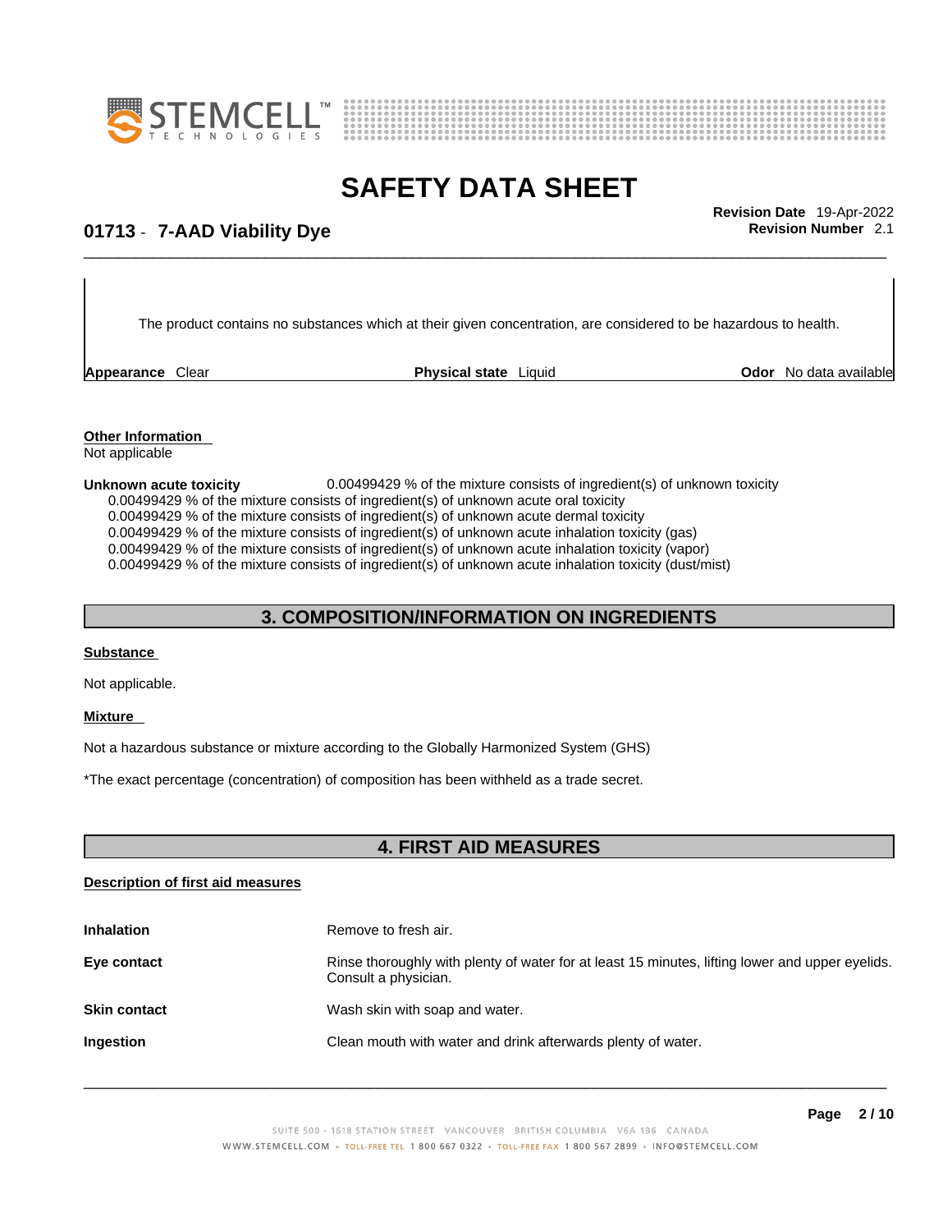The product contains no substances which at their given concentration, are considered to be hazardous to health.

| **Appearance** Clear | **Physical state** Liquid | **Odor** No data available |
|---|---|---|

**Other Information**
Not applicable

**Unknown acute toxicity** 0.00499429 % of the mixture consists of ingredient(s) of unknown toxicity
0.00499429 % of the mixture consists of ingredient(s) of unknown acute oral toxicity
0.00499429 % of the mixture consists of ingredient(s) of unknown acute dermal toxicity
0.00499429 % of the mixture consists of ingredient(s) of unknown acute inhalation toxicity (gas)
0.00499429 % of the mixture consists of ingredient(s) of unknown acute inhalation toxicity (vapor)
0.00499429 % of the mixture consists of ingredient(s) of unknown acute inhalation toxicity (dust/mist)

## 3. COMPOSITION/INFORMATION ON INGREDIENTS

**Substance**

Not applicable.

**Mixture**

Not a hazardous substance or mixture according to the Globally Harmonized System (GHS)

*The exact percentage (concentration) of composition has been withheld as a trade secret.

## 4. FIRST AID MEASURES

**Description of first aid measures**

| | |
|---|---|
| **Inhalation** | Remove to fresh air. |
| **Eye contact** | Rinse thoroughly with plenty of water for at least 15 minutes, lifting lower and upper eyelids. Consult a physician. |
| **Skin contact** | Wash skin with soap and water. |
| **Ingestion** | Clean mouth with water and drink afterwards plenty of water. |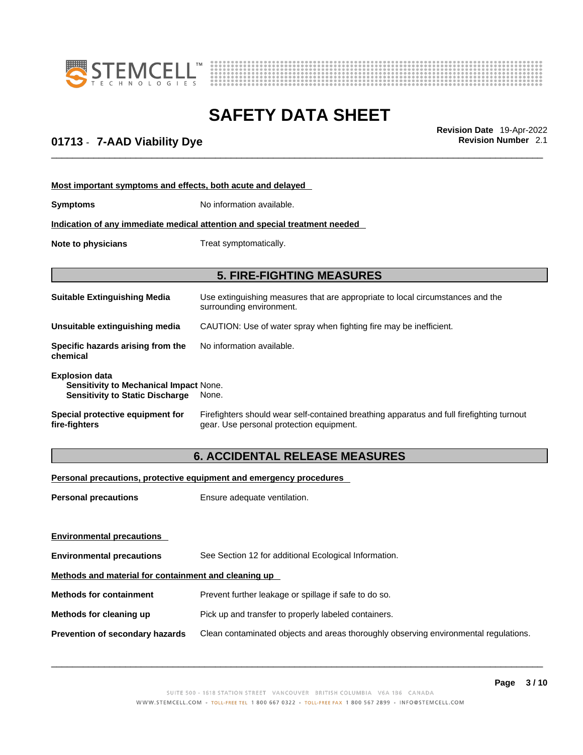**Most important symptoms and effects, both acute and delayed**

**Symptoms** No information available.

**Indication of any immediate medical attention and special treatment needed**

**Note to physicians** Treat symptomatically.

## 5. FIRE-FIGHTING MEASURES

**Suitable Extinguishing Media** Use extinguishing measures that are appropriate to local circumstances and the surrounding environment.

**Unsuitable extinguishing media** CAUTION: Use of water spray when fighting fire may be inefficient.

**Specific hazards arising from the chemical** No information available.

**Explosion data**
**Sensitivity to Mechanical Impact** None.
**Sensitivity to Static Discharge** None.

**Special protective equipment for fire-fighters** Firefighters should wear self-contained breathing apparatus and full firefighting turnout gear. Use personal protection equipment.

## 6. ACCIDENTAL RELEASE MEASURES

**Personal precautions, protective equipment and emergency procedures**

**Personal precautions** Ensure adequate ventilation.

**Environmental precautions**

**Environmental precautions** See Section 12 for additional Ecological Information.

**Methods and material for containment and cleaning up**

**Methods for containment** Prevent further leakage or spillage if safe to do so.

**Methods for cleaning up** Pick up and transfer to properly labeled containers.

**Prevention of secondary hazards** Clean contaminated objects and areas thoroughly observing environmental regulations.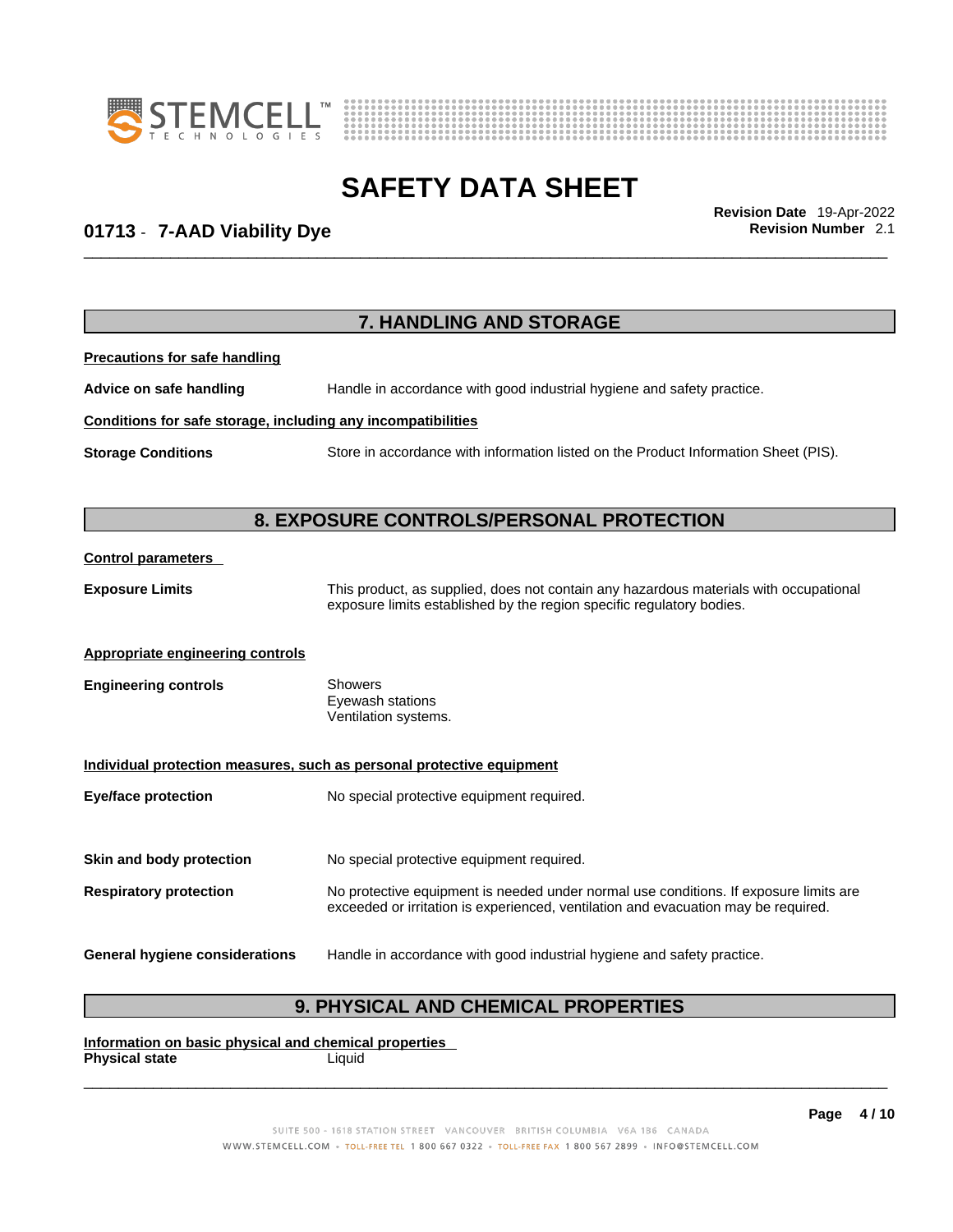## 7. HANDLING AND STORAGE

**Precautions for safe handling**

**Advice on safe handling** Handle in accordance with good industrial hygiene and safety practice.

**Conditions for safe storage, including any incompatibilities**

**Storage Conditions** Store in accordance with information listed on the Product Information Sheet (PIS).

## 8. EXPOSURE CONTROLS/PERSONAL PROTECTION

**Control parameters**

**Exposure Limits** This product, as supplied, does not contain any hazardous materials with occupational exposure limits established by the region specific regulatory bodies.

**Appropriate engineering controls**

**Engineering controls** Showers
Eyewash stations
Ventilation systems.

**Individual protection measures, such as personal protective equipment**

**Eye/face protection** No special protective equipment required.

**Skin and body protection** No special protective equipment required.

**Respiratory protection** No protective equipment is needed under normal use conditions. If exposure limits are exceeded or irritation is experienced, ventilation and evacuation may be required.

**General hygiene considerations** Handle in accordance with good industrial hygiene and safety practice.

## 9. PHYSICAL AND CHEMICAL PROPERTIES

**Information on basic physical and chemical properties**

**Physical state** Liquid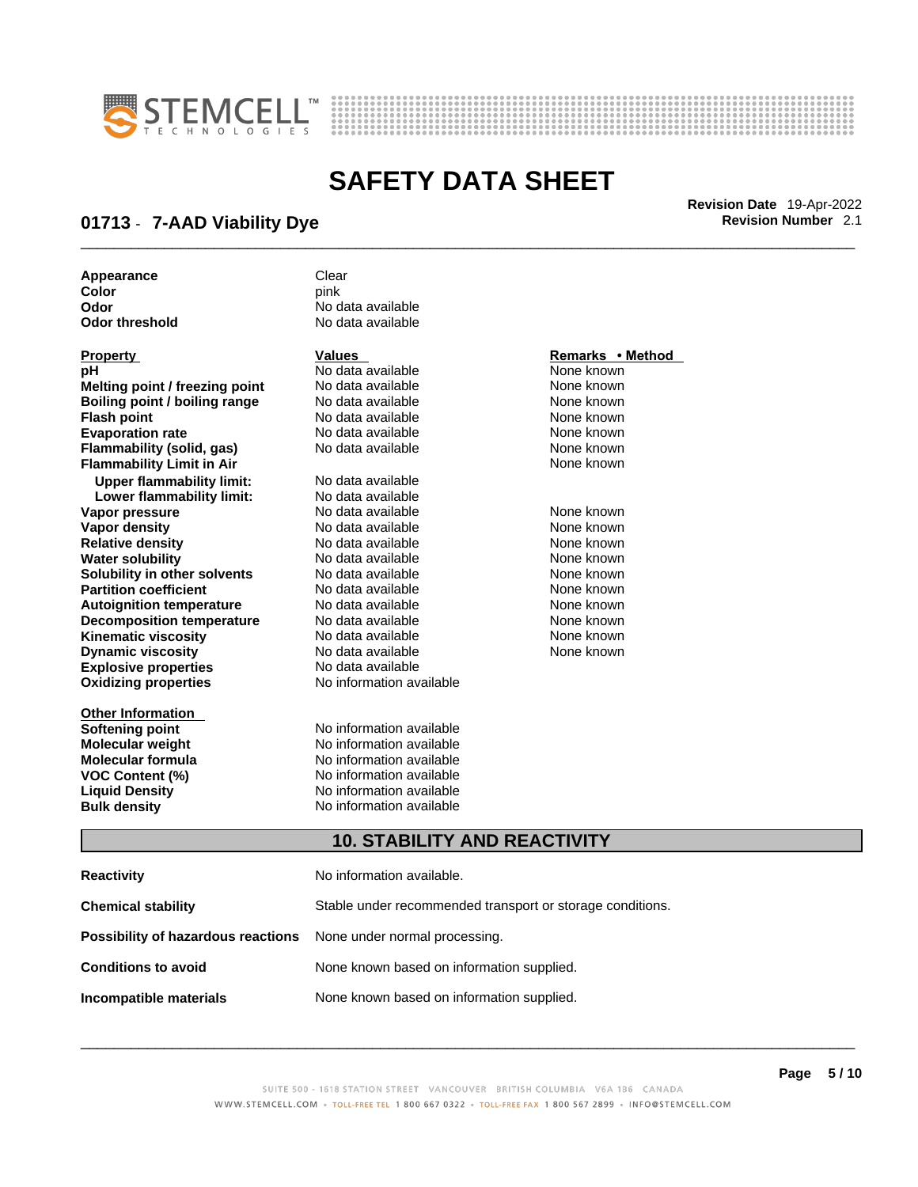| | |
|---|---|
| **Appearance** | Clear |
| **Color** | pink |
| **Odor** | No data available |
| **Odor threshold** | No data available |

| Property | Values | Remarks • Method |
|---|---|---|
| **pH** | No data available | None known |
| **Melting point / freezing point** | No data available | None known |
| **Boiling point / boiling range** | No data available | None known |
| **Flash point** | No data available | None known |
| **Evaporation rate** | No data available | None known |
| **Flammability (solid, gas)** | No data available | None known |
| **Flammability Limit in Air** | | None known |
| **Upper flammability limit:** | No data available | |
| **Lower flammability limit:** | No data available | |
| **Vapor pressure** | No data available | None known |
| **Vapor density** | No data available | None known |
| **Relative density** | No data available | None known |
| **Water solubility** | No data available | None known |
| **Solubility in other solvents** | No data available | None known |
| **Partition coefficient** | No data available | None known |
| **Autoignition temperature** | No data available | None known |
| **Decomposition temperature** | No data available | None known |
| **Kinematic viscosity** | No data available | None known |
| **Dynamic viscosity** | No data available | None known |
| **Explosive properties** | No data available | |
| **Oxidizing properties** | No information available | |

| Other Information | |
|---|---|
| **Softening point** | No information available |
| **Molecular weight** | No information available |
| **Molecular formula** | No information available |
| **VOC Content (%)** | No information available |
| **Liquid Density** | No information available |
| **Bulk density** | No information available |

## 10. STABILITY AND REACTIVITY

| | |
|---|---|
| **Reactivity** | No information available. |
| **Chemical stability** | Stable under recommended transport or storage conditions. |
| **Possibility of hazardous reactions** | None under normal processing. |
| **Conditions to avoid** | None known based on information supplied. |
| **Incompatible materials** | None known based on information supplied. |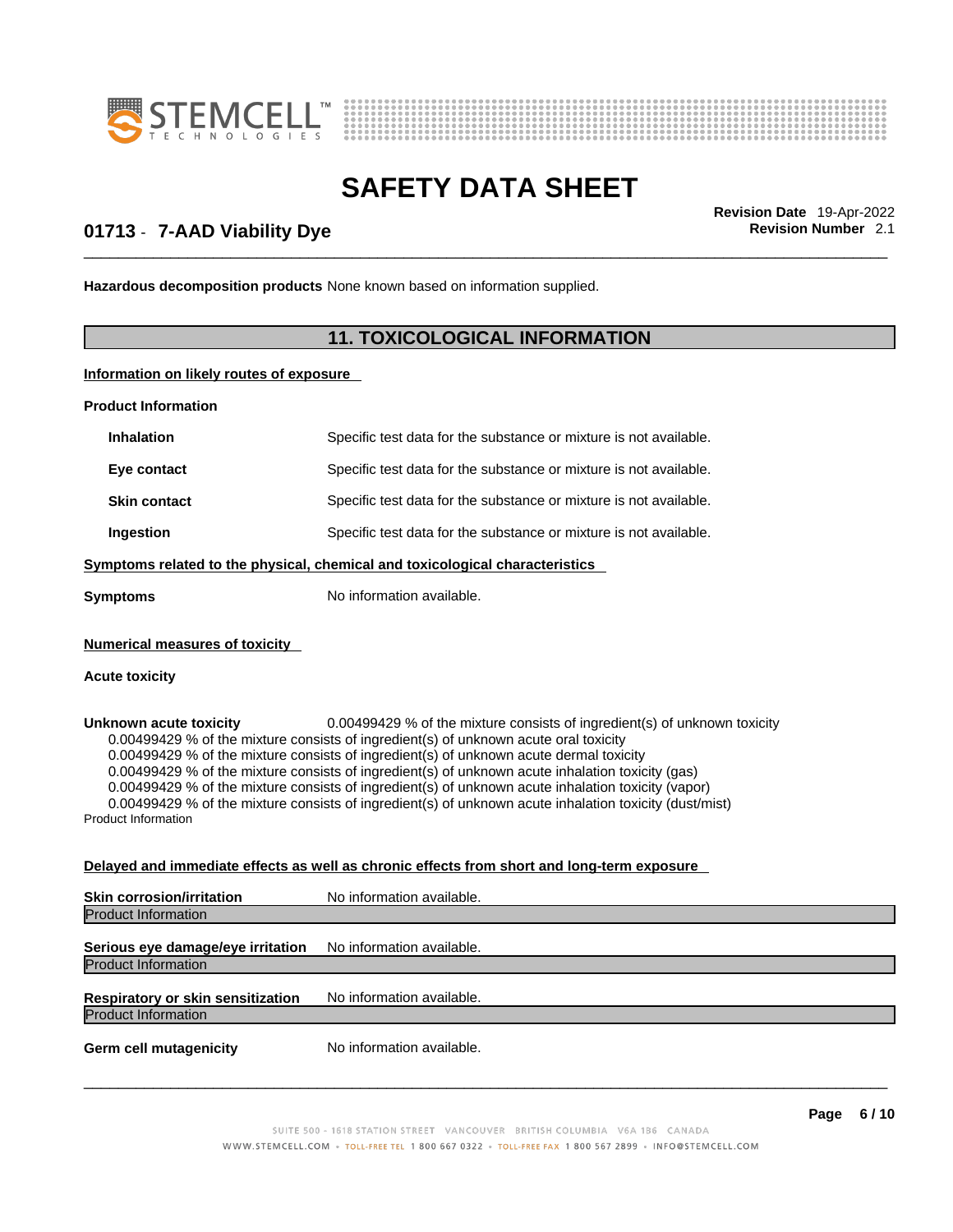**Hazardous decomposition products** None known based on information supplied.

## 11. TOXICOLOGICAL INFORMATION

**Information on likely routes of exposure**

**Product Information**

| | |
|---|---|
| **Inhalation** | Specific test data for the substance or mixture is not available. |
| **Eye contact** | Specific test data for the substance or mixture is not available. |
| **Skin contact** | Specific test data for the substance or mixture is not available. |
| **Ingestion** | Specific test data for the substance or mixture is not available. |

**Symptoms related to the physical, chemical and toxicological characteristics**

**Symptoms** No information available.

**Numerical measures of toxicity**

**Acute toxicity**

**Unknown acute toxicity** 0.00499429 % of the mixture consists of ingredient(s) of unknown toxicity

0.00499429 % of the mixture consists of ingredient(s) of unknown acute oral toxicity
0.00499429 % of the mixture consists of ingredient(s) of unknown acute dermal toxicity
0.00499429 % of the mixture consists of ingredient(s) of unknown acute inhalation toxicity (gas)
0.00499429 % of the mixture consists of ingredient(s) of unknown acute inhalation toxicity (vapor)
0.00499429 % of the mixture consists of ingredient(s) of unknown acute inhalation toxicity (dust/mist)

Product Information

**Delayed and immediate effects as well as chronic effects from short and long-term exposure**

**Skin corrosion/irritation** No information available.

Product Information

**Serious eye damage/eye irritation** No information available.

Product Information

**Respiratory or skin sensitization** No information available.

Product Information

**Germ cell mutagenicity** No information available.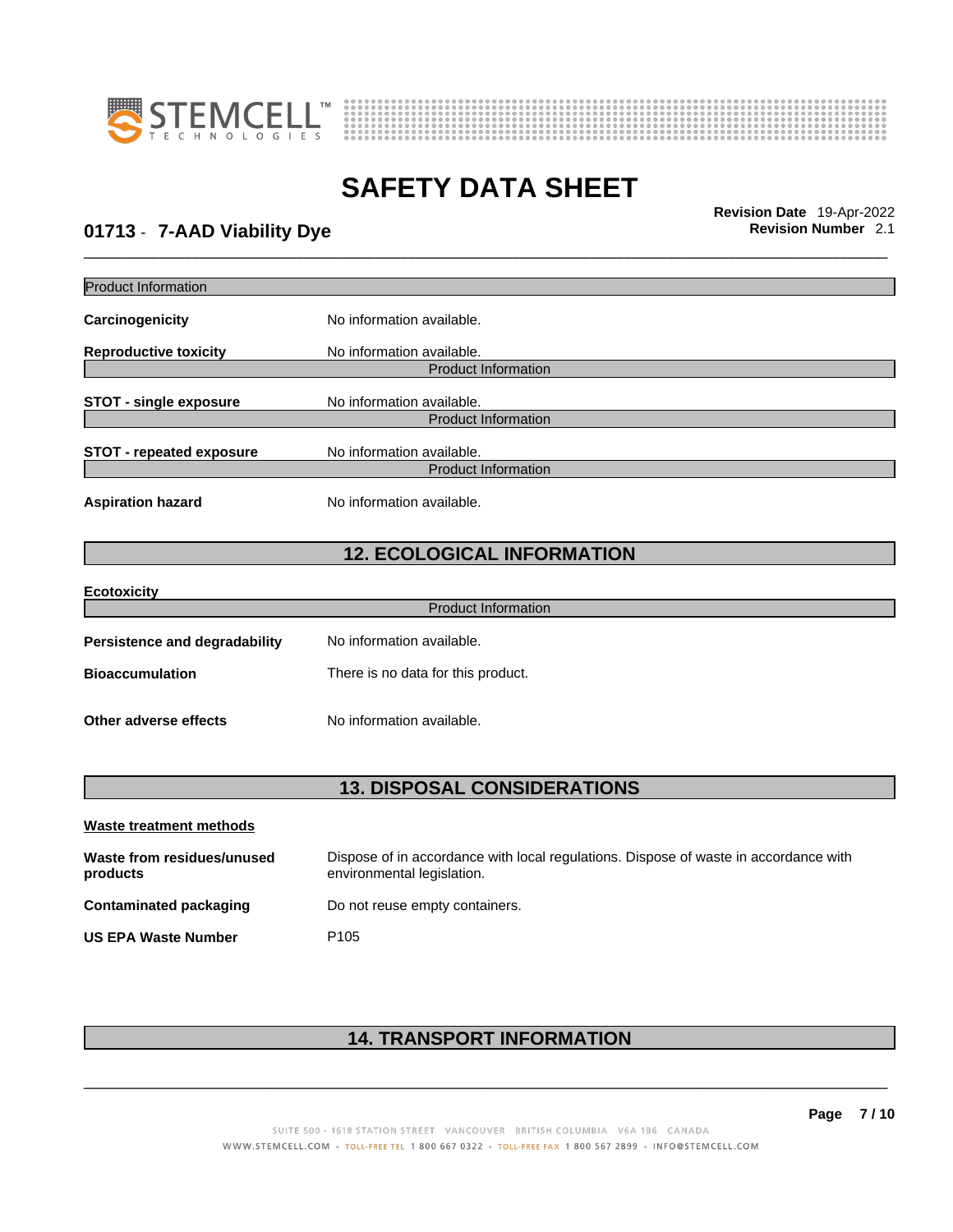# SAFETY DATA SHEET

**01713 - 7-AAD Viability Dye**

**Revision Date** 19-Apr-2022
**Revision Number** 2.1

Product Information

**Carcinogenicity** No information available.

**Reproductive toxicity** No information available.

Product Information

**STOT - single exposure** No information available.

Product Information

**STOT - repeated exposure** No information available.

Product Information

**Aspiration hazard** No information available.

## 12. ECOLOGICAL INFORMATION

**Ecotoxicity**

Product Information

**Persistence and degradability** No information available.

**Bioaccumulation** There is no data for this product.

**Other adverse effects** No information available.

## 13. DISPOSAL CONSIDERATIONS

**Waste treatment methods**

**Waste from residues/unused products** Dispose of in accordance with local regulations. Dispose of waste in accordance with environmental legislation.

**Contaminated packaging** Do not reuse empty containers.

**US EPA Waste Number** P105

## 14. TRANSPORT INFORMATION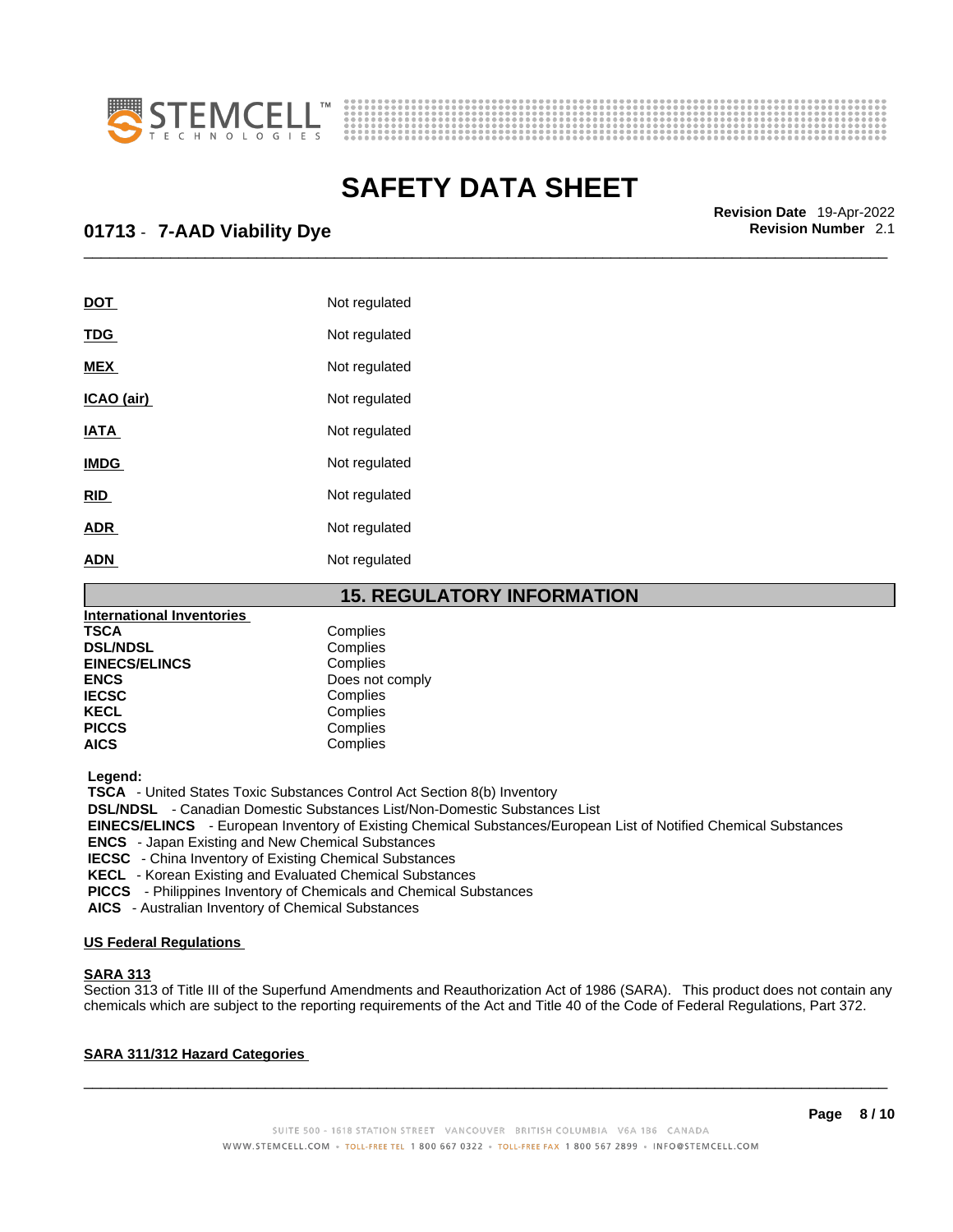| | |
|---|---|
| **DOT** | Not regulated |
| **TDG** | Not regulated |
| **MEX** | Not regulated |
| **ICAO (air)** | Not regulated |
| **IATA** | Not regulated |
| **IMDG** | Not regulated |
| **RID** | Not regulated |
| **ADR** | Not regulated |
| **ADN** | Not regulated |

## 15. REGULATORY INFORMATION

**International Inventories**

| | |
|---|---|
| **TSCA** | Complies |
| **DSL/NDSL** | Complies |
| **EINECS/ELINCS** | Complies |
| **ENCS** | Does not comply |
| **IECSC** | Complies |
| **KECL** | Complies |
| **PICCS** | Complies |
| **AICS** | Complies |

**Legend:**

**TSCA** - United States Toxic Substances Control Act Section 8(b) Inventory
**DSL/NDSL** - Canadian Domestic Substances List/Non-Domestic Substances List
**EINECS/ELINCS** - European Inventory of Existing Chemical Substances/European List of Notified Chemical Substances
**ENCS** - Japan Existing and New Chemical Substances
**IECSC** - China Inventory of Existing Chemical Substances
**KECL** - Korean Existing and Evaluated Chemical Substances
**PICCS** - Philippines Inventory of Chemicals and Chemical Substances
**AICS** - Australian Inventory of Chemical Substances

**US Federal Regulations**

**SARA 313**

Section 313 of Title III of the Superfund Amendments and Reauthorization Act of 1986 (SARA). This product does not contain any chemicals which are subject to the reporting requirements of the Act and Title 40 of the Code of Federal Regulations, Part 372.

**SARA 311/312 Hazard Categories**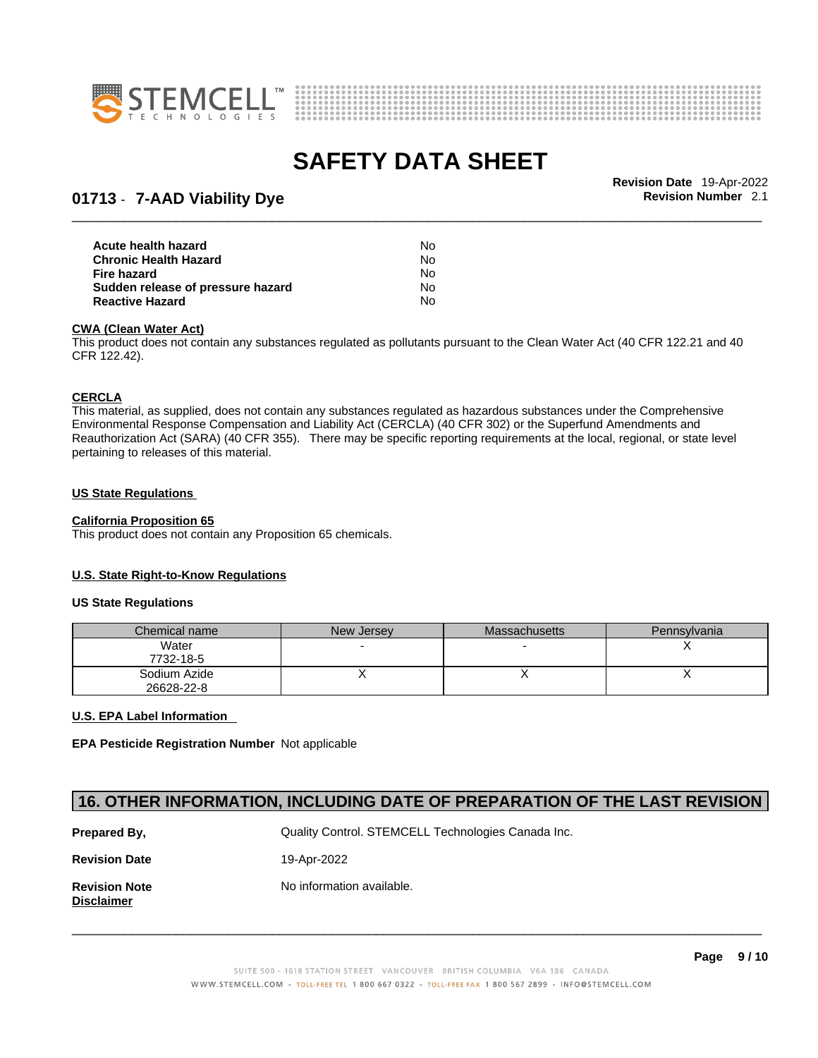| | |
|---|---|
| **Acute health hazard** | No |
| **Chronic Health Hazard** | No |
| **Fire hazard** | No |
| **Sudden release of pressure hazard** | No |
| **Reactive Hazard** | No |

**CWA (Clean Water Act)**
This product does not contain any substances regulated as pollutants pursuant to the Clean Water Act (40 CFR 122.21 and 40 CFR 122.42).

**CERCLA**
This material, as supplied, does not contain any substances regulated as hazardous substances under the Comprehensive Environmental Response Compensation and Liability Act (CERCLA) (40 CFR 302) or the Superfund Amendments and Reauthorization Act (SARA) (40 CFR 355). There may be specific reporting requirements at the local, regional, or state level pertaining to releases of this material.

**US State Regulations**

**California Proposition 65**
This product does not contain any Proposition 65 chemicals.

**U.S. State Right-to-Know Regulations**

**US State Regulations**

| Chemical name | New Jersey | Massachusetts | Pennsylvania |
|---|---|---|---|
| Water 7732-18-5 | - | - | X |
| Sodium Azide 26628-22-8 | X | X | X |

**U.S. EPA Label Information**

**EPA Pesticide Registration Number** Not applicable

## 16. OTHER INFORMATION, INCLUDING DATE OF PREPARATION OF THE LAST REVISION

**Prepared By,** Quality Control. STEMCELL Technologies Canada Inc.

**Revision Date** 19-Apr-2022

**Revision Note** No information available.

**Disclaimer**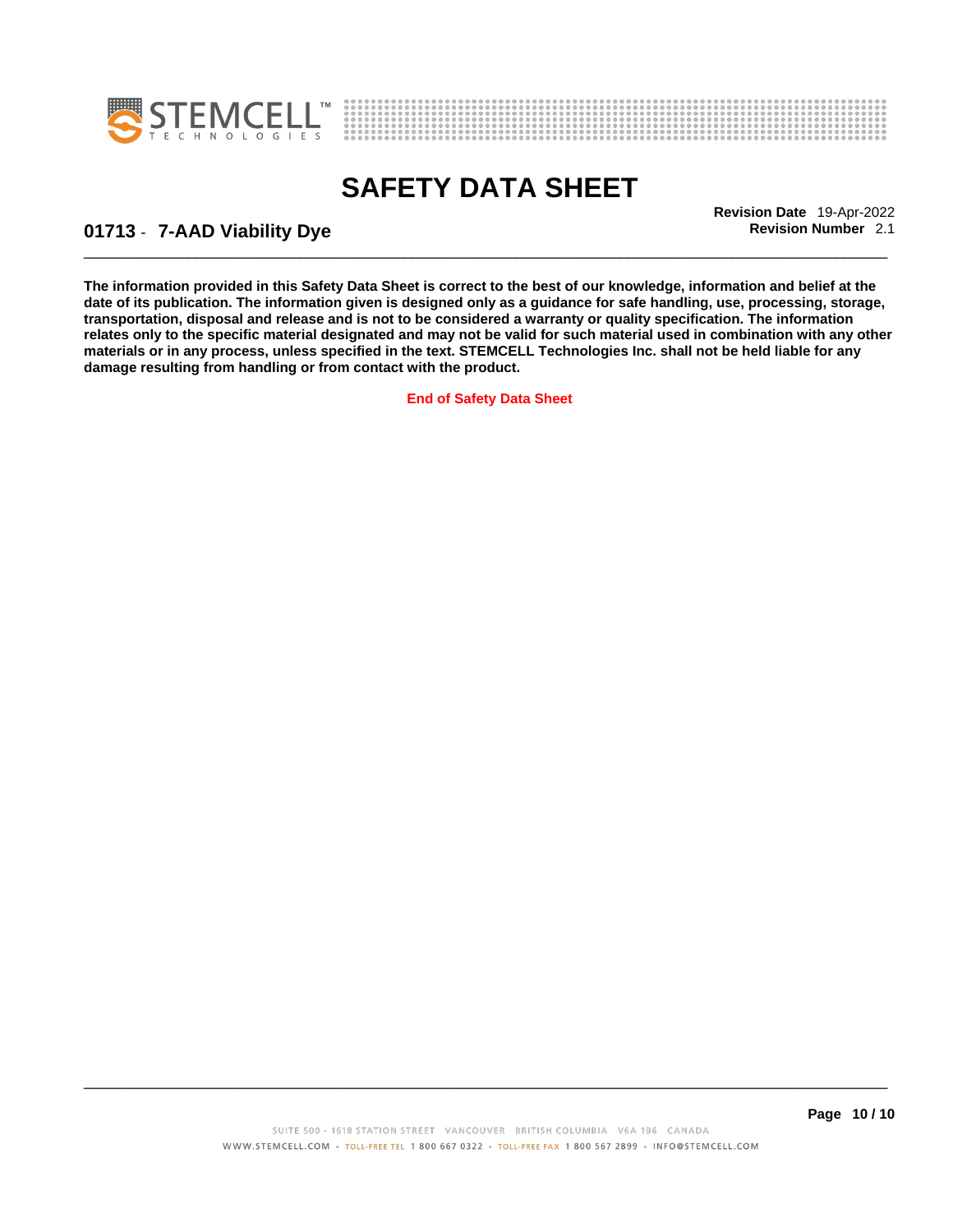**The information provided in this Safety Data Sheet is correct to the best of our knowledge, information and belief at the date of its publication. The information given is designed only as a guidance for safe handling, use, processing, storage, transportation, disposal and release and is not to be considered a warranty or quality specification. The information relates only to the specific material designated and may not be valid for such material used in combination with any other materials or in any process, unless specified in the text. STEMCELL Technologies Inc. shall not be held liable for any damage resulting from handling or from contact with the product.**

**End of Safety Data Sheet**